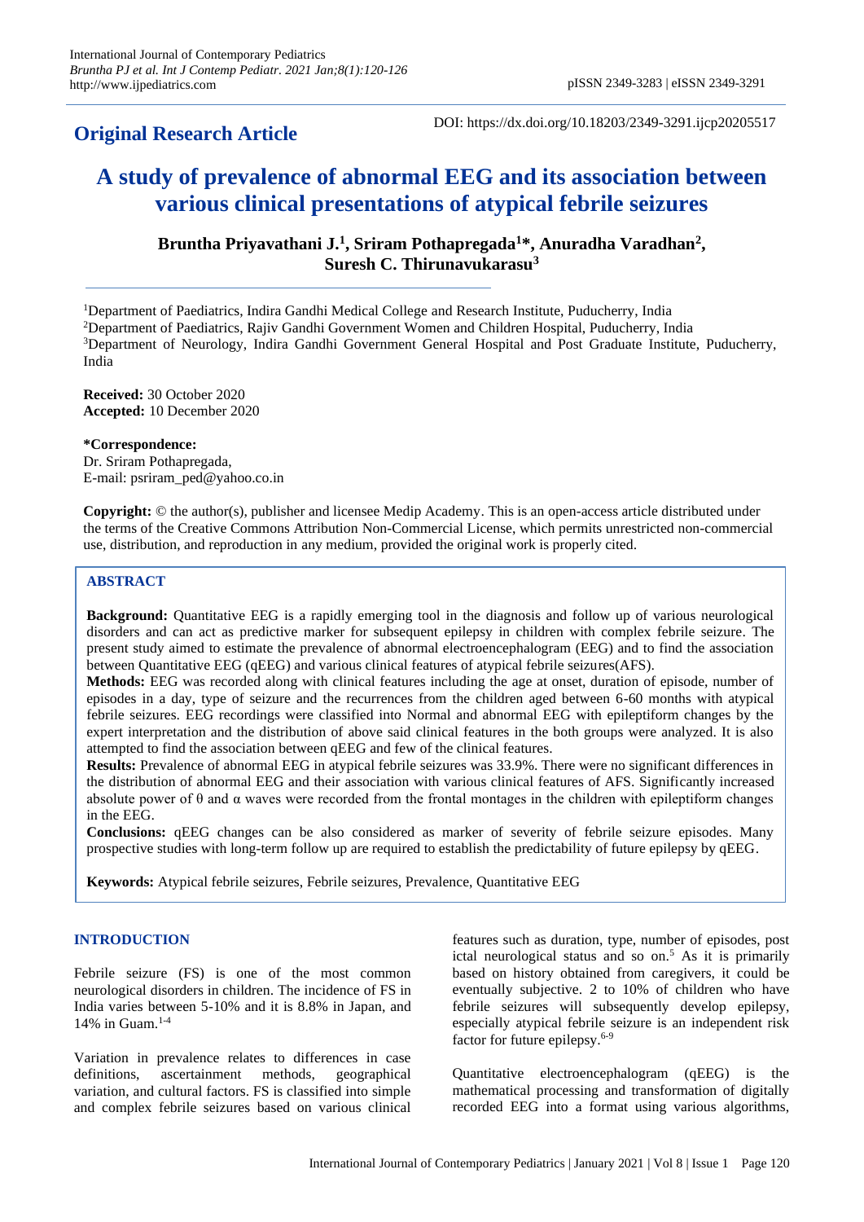**Original Research Article**

DOI: https://dx.doi.org/10.18203/2349-3291.ijcp20205517

# A study of prevalence of abnormal EEG and its association between various clinical presentations of atypical febrile seizures

**Bruntha Priyavathani J.[1], Sriram Pothapregada[1]*, Anuradha Varadhan[2], Suresh C. Thirunavukarasu[3]**

[1]Department of Paediatrics, Indira Gandhi Medical College and Research Institute, Puducherry, India
[2]Department of Paediatrics, Rajiv Gandhi Government Women and Children Hospital, Puducherry, India
[3]Department of Neurology, Indira Gandhi Government General Hospital and Post Graduate Institute, Puducherry, India

**Received:** 30 October 2020
**Accepted:** 10 December 2020

***Correspondence:**
Dr. Sriram Pothapregada,
E-mail: psriram_ped@yahoo.co.in

**Copyright:** © the author(s), publisher and licensee Medip Academy. This is an open-access article distributed under the terms of the Creative Commons Attribution Non-Commercial License, which permits unrestricted non-commercial use, distribution, and reproduction in any medium, provided the original work is properly cited.

## ABSTRACT

**Background:** Quantitative EEG is a rapidly emerging tool in the diagnosis and follow up of various neurological disorders and can act as predictive marker for subsequent epilepsy in children with complex febrile seizure. The present study aimed to estimate the prevalence of abnormal electroencephalogram (EEG) and to find the association between Quantitative EEG (qEEG) and various clinical features of atypical febrile seizures(AFS).

**Methods:** EEG was recorded along with clinical features including the age at onset, duration of episode, number of episodes in a day, type of seizure and the recurrences from the children aged between 6-60 months with atypical febrile seizures. EEG recordings were classified into Normal and abnormal EEG with epileptiform changes by the expert interpretation and the distribution of above said clinical features in the both groups were analyzed. It is also attempted to find the association between qEEG and few of the clinical features.

**Results:** Prevalence of abnormal EEG in atypical febrile seizures was 33.9%. There were no significant differences in the distribution of abnormal EEG and their association with various clinical features of AFS. Significantly increased absolute power of θ and α waves were recorded from the frontal montages in the children with epileptiform changes in the EEG.

**Conclusions:** qEEG changes can be also considered as marker of severity of febrile seizure episodes. Many prospective studies with long-term follow up are required to establish the predictability of future epilepsy by qEEG.

**Keywords:** Atypical febrile seizures, Febrile seizures, Prevalence, Quantitative EEG

## INTRODUCTION

Febrile seizure (FS) is one of the most common neurological disorders in children. The incidence of FS in India varies between 5-10% and it is 8.8% in Japan, and 14% in Guam.[1-4]

Variation in prevalence relates to differences in case definitions, ascertainment methods, geographical variation, and cultural factors. FS is classified into simple and complex febrile seizures based on various clinical features such as duration, type, number of episodes, post ictal neurological status and so on.[5] As it is primarily based on history obtained from caregivers, it could be eventually subjective. 2 to 10% of children who have febrile seizures will subsequently develop epilepsy, especially atypical febrile seizure is an independent risk factor for future epilepsy.[6-9]

Quantitative electroencephalogram (qEEG) is the mathematical processing and transformation of digitally recorded EEG into a format using various algorithms,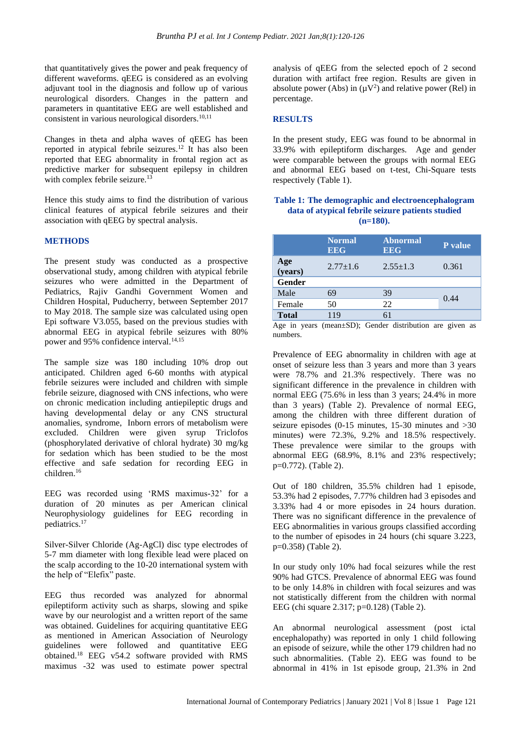that quantitatively gives the power and peak frequency of different waveforms. qEEG is considered as an evolving adjuvant tool in the diagnosis and follow up of various neurological disorders. Changes in the pattern and parameters in quantitative EEG are well established and consistent in various neurological disorders.[10,11]

Changes in theta and alpha waves of qEEG has been reported in atypical febrile seizures.[12] It has also been reported that EEG abnormality in frontal region act as predictive marker for subsequent epilepsy in children with complex febrile seizure.[13]

Hence this study aims to find the distribution of various clinical features of atypical febrile seizures and their association with qEEG by spectral analysis.

## METHODS

The present study was conducted as a prospective observational study, among children with atypical febrile seizures who were admitted in the Department of Pediatrics, Rajiv Gandhi Government Women and Children Hospital, Puducherry, between September 2017 to May 2018. The sample size was calculated using open Epi software V3.055, based on the previous studies with abnormal EEG in atypical febrile seizures with 80% power and 95% confidence interval.[14,15]

The sample size was 180 including 10% drop out anticipated. Children aged 6-60 months with atypical febrile seizures were included and children with simple febrile seizure, diagnosed with CNS infections, who were on chronic medication including antiepileptic drugs and having developmental delay or any CNS structural anomalies, syndrome, Inborn errors of metabolism were excluded. Children were given syrup Triclofos (phosphorylated derivative of chloral hydrate) 30 mg/kg for sedation which has been studied to be the most effective and safe sedation for recording EEG in children.[16]

EEG was recorded using 'RMS maximus-32' for a duration of 20 minutes as per American clinical Neurophysiology guidelines for EEG recording in pediatrics.[17]

Silver-Silver Chloride (Ag-AgCl) disc type electrodes of 5-7 mm diameter with long flexible lead were placed on the scalp according to the 10-20 international system with the help of "Elefix" paste.

EEG thus recorded was analyzed for abnormal epileptiform activity such as sharps, slowing and spike wave by our neurologist and a written report of the same was obtained. Guidelines for acquiring quantitative EEG as mentioned in American Association of Neurology guidelines were followed and quantitative EEG obtained.[18] EEG v54.2 software provided with RMS maximus -32 was used to estimate power spectral analysis of qEEG from the selected epoch of 2 second duration with artifact free region. Results are given in absolute power (Abs) in ($\mu V^2$) and relative power (Rel) in percentage.

## RESULTS

In the present study, EEG was found to be abnormal in 33.9% with epileptiform discharges. Age and gender were comparable between the groups with normal EEG and abnormal EEG based on t-test, Chi-Square tests respectively (Table 1).

**Table 1: The demographic and electroencephalogram data of atypical febrile seizure patients studied (n=180).**

| | Normal EEG | Abnormal EEG | P value |
|---|---|---|---|
| **Age (years)** | 2.77±1.6 | 2.55±1.3 | 0.361 |
| **Gender** | | | |
| Male | 69 | 39 | 0.44 |
| Female | 50 | 22 | |
| **Total** | 119 | 61 | |

Age in years (mean±SD); Gender distribution are given as numbers.

Prevalence of EEG abnormality in children with age at onset of seizure less than 3 years and more than 3 years were 78.7% and 21.3% respectively. There was no significant difference in the prevalence in children with normal EEG (75.6% in less than 3 years; 24.4% in more than 3 years) (Table 2). Prevalence of normal EEG, among the children with three different duration of seizure episodes (0-15 minutes, 15-30 minutes and >30 minutes) were 72.3%, 9.2% and 18.5% respectively. These prevalence were similar to the groups with abnormal EEG (68.9%, 8.1% and 23% respectively; p=0.772). (Table 2).

Out of 180 children, 35.5% children had 1 episode, 53.3% had 2 episodes, 7.77% children had 3 episodes and 3.33% had 4 or more episodes in 24 hours duration. There was no significant difference in the prevalence of EEG abnormalities in various groups classified according to the number of episodes in 24 hours (chi square 3.223, p=0.358) (Table 2).

In our study only 10% had focal seizures while the rest 90% had GTCS. Prevalence of abnormal EEG was found to be only 14.8% in children with focal seizures and was not statistically different from the children with normal EEG (chi square 2.317; p=0.128) (Table 2).

An abnormal neurological assessment (post ictal encephalopathy) was reported in only 1 child following an episode of seizure, while the other 179 children had no such abnormalities. (Table 2). EEG was found to be abnormal in 41% in 1st episode group, 21.3% in 2nd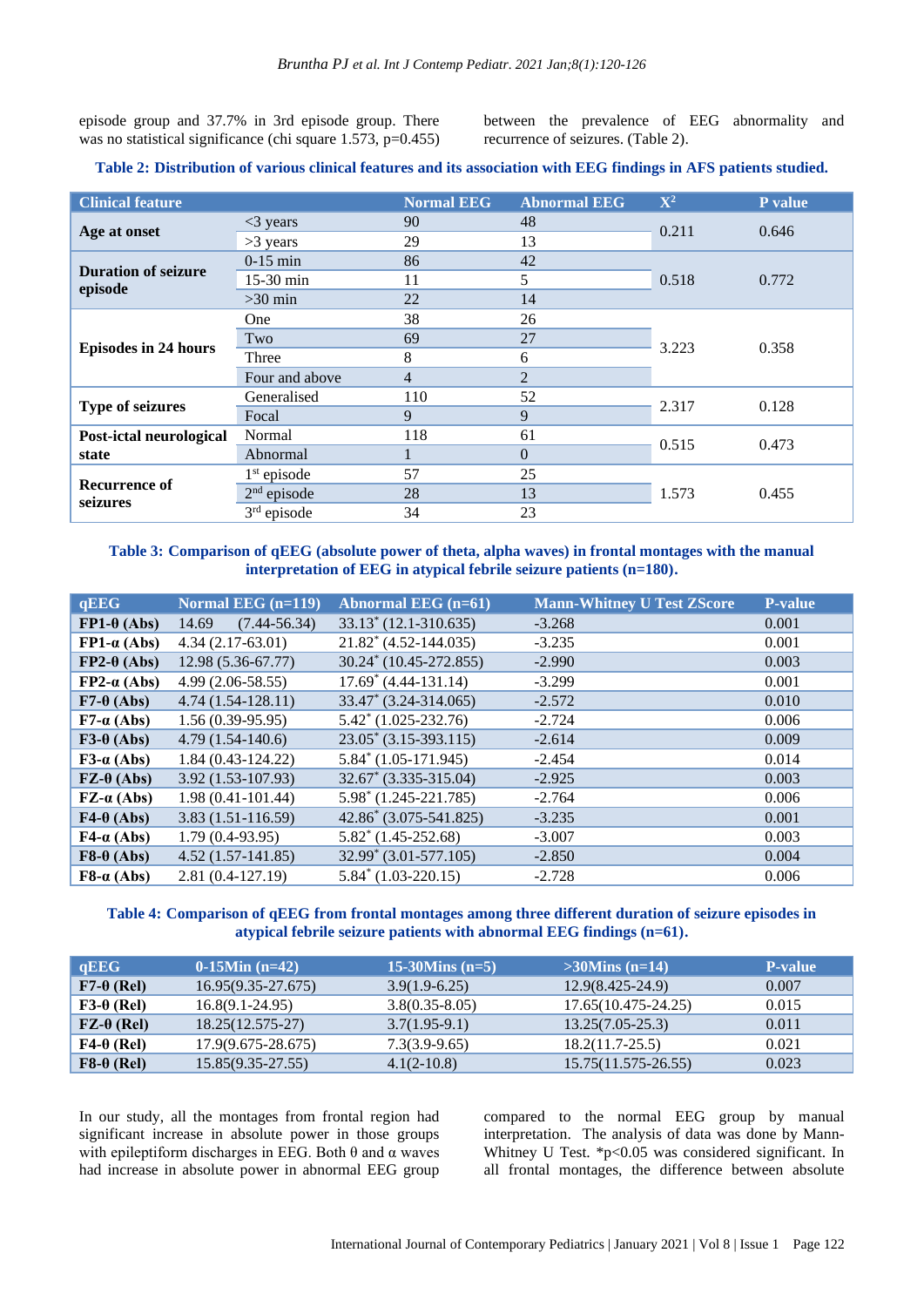episode group and 37.7% in 3rd episode group. There was no statistical significance (chi square 1.573, p=0.455) between the prevalence of EEG abnormality and recurrence of seizures. (Table 2).

**Table 2: Distribution of various clinical features and its association with EEG findings in AFS patients studied.**

| Clinical feature | | Normal EEG | Abnormal EEG | $X^2$ | P value |
|---|---|---|---|---|---|
| **Age at onset** | <3 years | 90 | 48 | 0.211 | 0.646 |
| | >3 years | 29 | 13 | | |
| **Duration of seizure episode** | 0-15 min | 86 | 42 | 0.518 | 0.772 |
| | 15-30 min | 11 | 5 | | |
| | >30 min | 22 | 14 | | |
| **Episodes in 24 hours** | One | 38 | 26 | 3.223 | 0.358 |
| | Two | 69 | 27 | | |
| | Three | 8 | 6 | | |
| | Four and above | 4 | 2 | | |
| **Type of seizures** | Generalised | 110 | 52 | 2.317 | 0.128 |
| | Focal | 9 | 9 | | |
| **Post-ictal neurological state** | Normal | 118 | 61 | 0.515 | 0.473 |
| | Abnormal | 1 | 0 | | |
| **Recurrence of seizures** | 1st episode | 57 | 25 | 1.573 | 0.455 |
| | 2nd episode | 28 | 13 | | |
| | 3rd episode | 34 | 23 | | |

**Table 3: Comparison of qEEG (absolute power of theta, alpha waves) in frontal montages with the manual interpretation of EEG in atypical febrile seizure patients (n=180).**

| qEEG | Normal EEG (n=119) | Abnormal EEG (n=61) | Mann-Whitney U Test ZScore | P-value |
|---|---|---|---|---|
| **FP1-θ (Abs)** | 14.69 (7.44-56.34) | 33.13* (12.1-310.635) | -3.268 | 0.001 |
| **FP1-α (Abs)** | 4.34 (2.17-63.01) | 21.82* (4.52-144.035) | -3.235 | 0.001 |
| **FP2-θ (Abs)** | 12.98 (5.36-67.77) | 30.24* (10.45-272.855) | -2.990 | 0.003 |
| **FP2-α (Abs)** | 4.99 (2.06-58.55) | 17.69* (4.44-131.14) | -3.299 | 0.001 |
| **F7-θ (Abs)** | 4.74 (1.54-128.11) | 33.47* (3.24-314.065) | -2.572 | 0.010 |
| **F7-α (Abs)** | 1.56 (0.39-95.95) | 5.42* (1.025-232.76) | -2.724 | 0.006 |
| **F3-θ (Abs)** | 4.79 (1.54-140.6) | 23.05* (3.15-393.115) | -2.614 | 0.009 |
| **F3-α (Abs)** | 1.84 (0.43-124.22) | 5.84* (1.05-171.945) | -2.454 | 0.014 |
| **FZ-θ (Abs)** | 3.92 (1.53-107.93) | 32.67* (3.335-315.04) | -2.925 | 0.003 |
| **FZ-α (Abs)** | 1.98 (0.41-101.44) | 5.98* (1.245-221.785) | -2.764 | 0.006 |
| **F4-θ (Abs)** | 3.83 (1.51-116.59) | 42.86* (3.075-541.825) | -3.235 | 0.001 |
| **F4-α (Abs)** | 1.79 (0.4-93.95) | 5.82* (1.45-252.68) | -3.007 | 0.003 |
| **F8-θ (Abs)** | 4.52 (1.57-141.85) | 32.99* (3.01-577.105) | -2.850 | 0.004 |
| **F8-α (Abs)** | 2.81 (0.4-127.19) | 5.84* (1.03-220.15) | -2.728 | 0.006 |

**Table 4: Comparison of qEEG from frontal montages among three different duration of seizure episodes in atypical febrile seizure patients with abnormal EEG findings (n=61).**

| qEEG | 0-15Min (n=42) | 15-30Mins (n=5) | >30Mins (n=14) | P-value |
|---|---|---|---|---|
| **F7-θ (Rel)** | 16.95(9.35-27.675) | 3.9(1.9-6.25) | 12.9(8.425-24.9) | 0.007 |
| **F3-θ (Rel)** | 16.8(9.1-24.95) | 3.8(0.35-8.05) | 17.65(10.475-24.25) | 0.015 |
| **FZ-θ (Rel)** | 18.25(12.575-27) | 3.7(1.95-9.1) | 13.25(7.05-25.3) | 0.011 |
| **F4-θ (Rel)** | 17.9(9.675-28.675) | 7.3(3.9-9.65) | 18.2(11.7-25.5) | 0.021 |
| **F8-θ (Rel)** | 15.85(9.35-27.55) | 4.1(2-10.8) | 15.75(11.575-26.55) | 0.023 |

In our study, all the montages from frontal region had significant increase in absolute power in those groups with epileptiform discharges in EEG. Both θ and α waves had increase in absolute power in abnormal EEG group compared to the normal EEG group by manual interpretation. The analysis of data was done by Mann-Whitney U Test. *$p<0.05$ was considered significant. In all frontal montages, the difference between absolute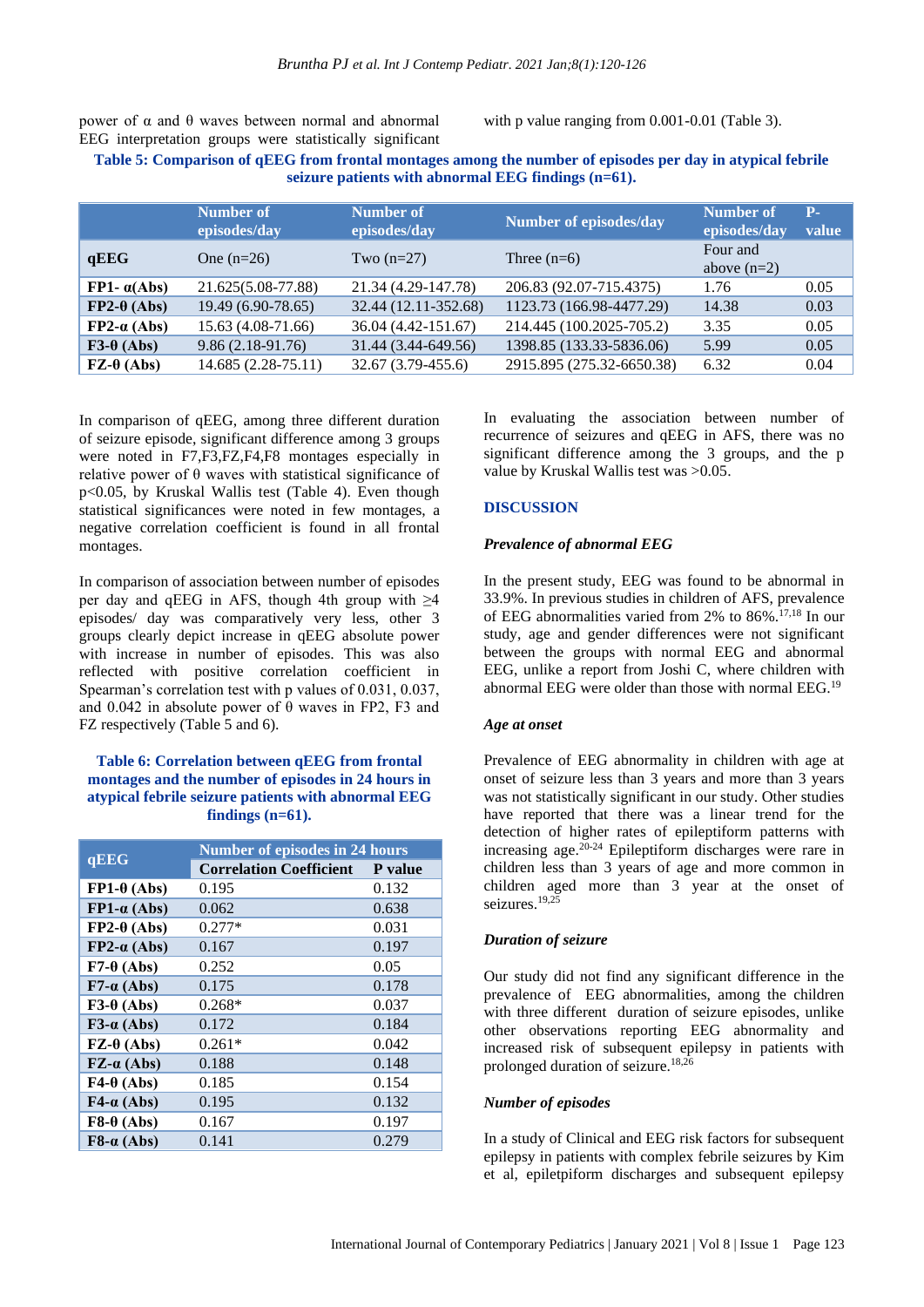power of α and θ waves between normal and abnormal EEG interpretation groups were statistically significant with p value ranging from 0.001-0.01 (Table 3).

**Table 5: Comparison of qEEG from frontal montages among the number of episodes per day in atypical febrile seizure patients with abnormal EEG findings (n=61).**

| qEEG | Number of episodes/day | Number of episodes/day | Number of episodes/day | Number of episodes/day | P-value |
|---|---|---|---|---|---|
| | One (n=26) | Two (n=27) | Three (n=6) | Four and above (n=2) | |
| **FP1- α(Abs)** | 21.625(5.08-77.88) | 21.34 (4.29-147.78) | 206.83 (92.07-715.4375) | 1.76 | 0.05 |
| **FP2-θ (Abs)** | 19.49 (6.90-78.65) | 32.44 (12.11-352.68) | 1123.73 (166.98-4477.29) | 14.38 | 0.03 |
| **FP2-α (Abs)** | 15.63 (4.08-71.66) | 36.04 (4.42-151.67) | 214.445 (100.2025-705.2) | 3.35 | 0.05 |
| **F3-θ (Abs)** | 9.86 (2.18-91.76) | 31.44 (3.44-649.56) | 1398.85 (133.33-5836.06) | 5.99 | 0.05 |
| **FZ-θ (Abs)** | 14.685 (2.28-75.11) | 32.67 (3.79-455.6) | 2915.895 (275.32-6650.38) | 6.32 | 0.04 |

In comparison of qEEG, among three different duration of seizure episode, significant difference among 3 groups were noted in F7,F3,FZ,F4,F8 montages especially in relative power of θ waves with statistical significance of p<0.05, by Kruskal Wallis test (Table 4). Even though statistical significances were noted in few montages, a negative correlation coefficient is found in all frontal montages.

In comparison of association between number of episodes per day and qEEG in AFS, though 4th group with ≥4 episodes/ day was comparatively very less, other 3 groups clearly depict increase in qEEG absolute power with increase in number of episodes. This was also reflected with positive correlation coefficient in Spearman's correlation test with p values of 0.031, 0.037, and 0.042 in absolute power of θ waves in FP2, F3 and FZ respectively (Table 5 and 6).

**Table 6: Correlation between qEEG from frontal montages and the number of episodes in 24 hours in atypical febrile seizure patients with abnormal EEG findings (n=61).**

| qEEG | Number of episodes in 24 hours | |
|---|---|---|
| | **Correlation Coefficient** | **P value** |
| **FP1-θ (Abs)** | 0.195 | 0.132 |
| **FP1-α (Abs)** | 0.062 | 0.638 |
| **FP2-θ (Abs)** | 0.277* | 0.031 |
| **FP2-α (Abs)** | 0.167 | 0.197 |
| **F7-θ (Abs)** | 0.252 | 0.05 |
| **F7-α (Abs)** | 0.175 | 0.178 |
| **F3-θ (Abs)** | 0.268* | 0.037 |
| **F3-α (Abs)** | 0.172 | 0.184 |
| **FZ-θ (Abs)** | 0.261* | 0.042 |
| **FZ-α (Abs)** | 0.188 | 0.148 |
| **F4-θ (Abs)** | 0.185 | 0.154 |
| **F4-α (Abs)** | 0.195 | 0.132 |
| **F8-θ (Abs)** | 0.167 | 0.197 |
| **F8-α (Abs)** | 0.141 | 0.279 |

In evaluating the association between number of recurrence of seizures and qEEG in AFS, there was no significant difference among the 3 groups, and the p value by Kruskal Wallis test was >0.05.

## DISCUSSION

### *Prevalence of abnormal EEG*

In the present study, EEG was found to be abnormal in 33.9%. In previous studies in children of AFS, prevalence of EEG abnormalities varied from 2% to 86%.[17,18] In our study, age and gender differences were not significant between the groups with normal EEG and abnormal EEG, unlike a report from Joshi C, where children with abnormal EEG were older than those with normal EEG.[19]

### *Age at onset*

Prevalence of EEG abnormality in children with age at onset of seizure less than 3 years and more than 3 years was not statistically significant in our study. Other studies have reported that there was a linear trend for the detection of higher rates of epileptiform patterns with increasing age.[20-24] Epileptiform discharges were rare in children less than 3 years of age and more common in children aged more than 3 year at the onset of seizures.[19,25]

### *Duration of seizure*

Our study did not find any significant difference in the prevalence of EEG abnormalities, among the children with three different duration of seizure episodes, unlike other observations reporting EEG abnormality and increased risk of subsequent epilepsy in patients with prolonged duration of seizure.[18,26]

### *Number of episodes*

In a study of Clinical and EEG risk factors for subsequent epilepsy in patients with complex febrile seizures by Kim et al, epiletpiform discharges and subsequent epilepsy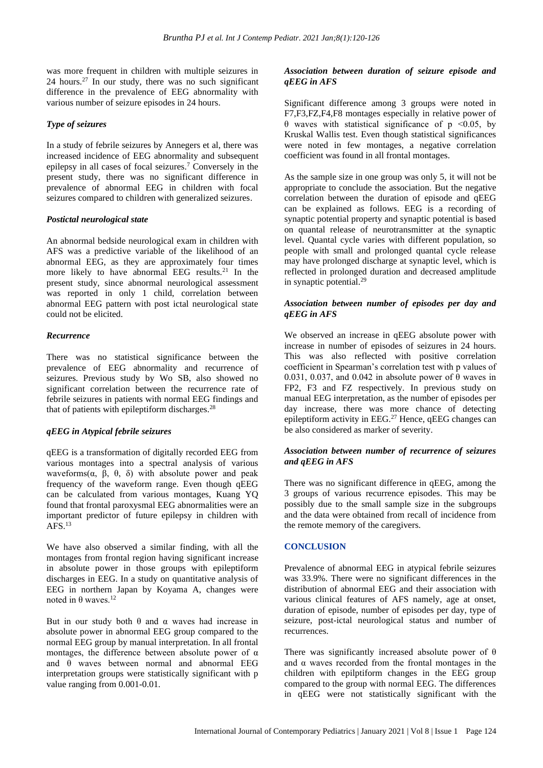was more frequent in children with multiple seizures in 24 hours.[27] In our study, there was no such significant difference in the prevalence of EEG abnormality with various number of seizure episodes in 24 hours.

### *Type of seizures*

In a study of febrile seizures by Annegers et al, there was increased incidence of EEG abnormality and subsequent epilepsy in all cases of focal seizures.[7] Conversely in the present study, there was no significant difference in prevalence of abnormal EEG in children with focal seizures compared to children with generalized seizures.

### *Postictal neurological state*

An abnormal bedside neurological exam in children with AFS was a predictive variable of the likelihood of an abnormal EEG, as they are approximately four times more likely to have abnormal EEG results.[21] In the present study, since abnormal neurological assessment was reported in only 1 child, correlation between abnormal EEG pattern with post ictal neurological state could not be elicited.

### *Recurrence*

There was no statistical significance between the prevalence of EEG abnormality and recurrence of seizures. Previous study by Wo SB, also showed no significant correlation between the recurrence rate of febrile seizures in patients with normal EEG findings and that of patients with epileptiform discharges.[28]

### *qEEG in Atypical febrile seizures*

qEEG is a transformation of digitally recorded EEG from various montages into a spectral analysis of various waveforms(α, β, θ, δ) with absolute power and peak frequency of the waveform range. Even though qEEG can be calculated from various montages, Kuang YQ found that frontal paroxysmal EEG abnormalities were an important predictor of future epilepsy in children with AFS.[13]

We have also observed a similar finding, with all the montages from frontal region having significant increase in absolute power in those groups with epileptiform discharges in EEG. In a study on quantitative analysis of EEG in northern Japan by Koyama A, changes were noted in θ waves.[12]

But in our study both θ and α waves had increase in absolute power in abnormal EEG group compared to the normal EEG group by manual interpretation. In all frontal montages, the difference between absolute power of α and θ waves between normal and abnormal EEG interpretation groups were statistically significant with p value ranging from 0.001-0.01.

### *Association between duration of seizure episode and qEEG in AFS*

Significant difference among 3 groups were noted in F7,F3,FZ,F4,F8 montages especially in relative power of θ waves with statistical significance of $p < 0.05$, by Kruskal Wallis test. Even though statistical significances were noted in few montages, a negative correlation coefficient was found in all frontal montages.

As the sample size in one group was only 5, it will not be appropriate to conclude the association. But the negative correlation between the duration of episode and qEEG can be explained as follows. EEG is a recording of synaptic potential property and synaptic potential is based on quantal release of neurotransmitter at the synaptic level. Quantal cycle varies with different population, so people with small and prolonged quantal cycle release may have prolonged discharge at synaptic level, which is reflected in prolonged duration and decreased amplitude in synaptic potential.[29]

### *Association between number of episodes per day and qEEG in AFS*

We observed an increase in qEEG absolute power with increase in number of episodes of seizures in 24 hours. This was also reflected with positive correlation coefficient in Spearman's correlation test with p values of 0.031, 0.037, and 0.042 in absolute power of θ waves in FP2, F3 and FZ respectively. In previous study on manual EEG interpretation, as the number of episodes per day increase, there was more chance of detecting epileptiform activity in EEG.[27] Hence, qEEG changes can be also considered as marker of severity.

### *Association between number of recurrence of seizures and qEEG in AFS*

There was no significant difference in qEEG, among the 3 groups of various recurrence episodes. This may be possibly due to the small sample size in the subgroups and the data were obtained from recall of incidence from the remote memory of the caregivers.

## CONCLUSION

Prevalence of abnormal EEG in atypical febrile seizures was 33.9%. There were no significant differences in the distribution of abnormal EEG and their association with various clinical features of AFS namely, age at onset, duration of episode, number of episodes per day, type of seizure, post-ictal neurological status and number of recurrences.

There was significantly increased absolute power of θ and α waves recorded from the frontal montages in the children with epilptiform changes in the EEG group compared to the group with normal EEG. The differences in qEEG were not statistically significant with the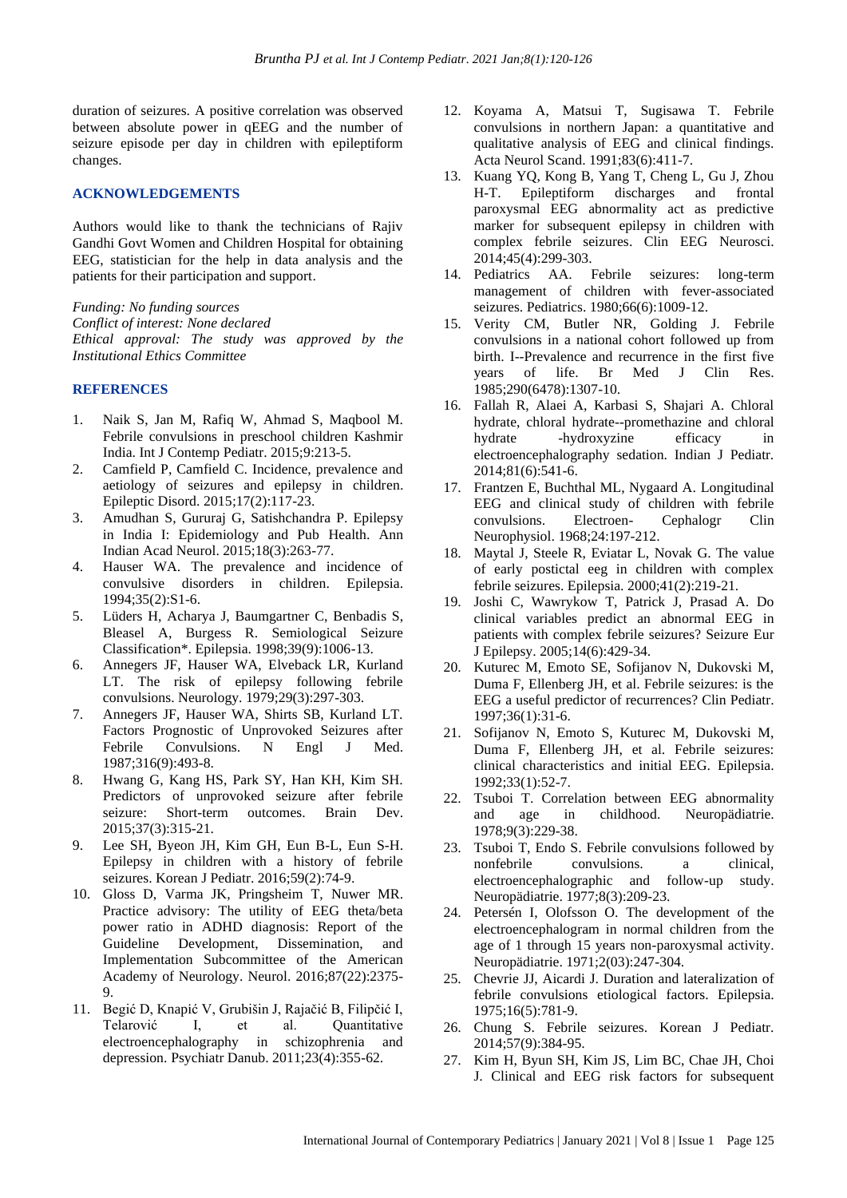duration of seizures. A positive correlation was observed between absolute power in qEEG and the number of seizure episode per day in children with epileptiform changes.

## ACKNOWLEDGEMENTS

Authors would like to thank the technicians of Rajiv Gandhi Govt Women and Children Hospital for obtaining EEG, statistician for the help in data analysis and the patients for their participation and support.

*Funding: No funding sources*
*Conflict of interest: None declared*
*Ethical approval: The study was approved by the Institutional Ethics Committee*

## REFERENCES

1. Naik S, Jan M, Rafiq W, Ahmad S, Maqbool M. Febrile convulsions in preschool children Kashmir India. Int J Contemp Pediatr. 2015;9:213-5.
2. Camfield P, Camfield C. Incidence, prevalence and aetiology of seizures and epilepsy in children. Epileptic Disord. 2015;17(2):117-23.
3. Amudhan S, Gururaj G, Satishchandra P. Epilepsy in India I: Epidemiology and Pub Health. Ann Indian Acad Neurol. 2015;18(3):263-77.
4. Hauser WA. The prevalence and incidence of convulsive disorders in children. Epilepsia. 1994;35(2):S1-6.
5. Lüders H, Acharya J, Baumgartner C, Benbadis S, Bleasel A, Burgess R. Semiological Seizure Classification*. Epilepsia. 1998;39(9):1006-13.
6. Annegers JF, Hauser WA, Elveback LR, Kurland LT. The risk of epilepsy following febrile convulsions. Neurology. 1979;29(3):297-303.
7. Annegers JF, Hauser WA, Shirts SB, Kurland LT. Factors Prognostic of Unprovoked Seizures after Febrile Convulsions. N Engl J Med. 1987;316(9):493-8.
8. Hwang G, Kang HS, Park SY, Han KH, Kim SH. Predictors of unprovoked seizure after febrile seizure: Short-term outcomes. Brain Dev. 2015;37(3):315-21.
9. Lee SH, Byeon JH, Kim GH, Eun B-L, Eun S-H. Epilepsy in children with a history of febrile seizures. Korean J Pediatr. 2016;59(2):74-9.
10. Gloss D, Varma JK, Pringsheim T, Nuwer MR. Practice advisory: The utility of EEG theta/beta power ratio in ADHD diagnosis: Report of the Guideline Development, Dissemination, and Implementation Subcommittee of the American Academy of Neurology. Neurol. 2016;87(22):2375-9.
11. Begić D, Knapić V, Grubišin J, Rajačić B, Filipčić I, Telarović I, et al. Quantitative electroencephalography in schizophrenia and depression. Psychiatr Danub. 2011;23(4):355-62.
12. Koyama A, Matsui T, Sugisawa T. Febrile convulsions in northern Japan: a quantitative and qualitative analysis of EEG and clinical findings. Acta Neurol Scand. 1991;83(6):411-7.
13. Kuang YQ, Kong B, Yang T, Cheng L, Gu J, Zhou H-T. Epileptiform discharges and frontal paroxysmal EEG abnormality act as predictive marker for subsequent epilepsy in children with complex febrile seizures. Clin EEG Neurosci. 2014;45(4):299-303.
14. Pediatrics AA. Febrile seizures: long-term management of children with fever-associated seizures. Pediatrics. 1980;66(6):1009-12.
15. Verity CM, Butler NR, Golding J. Febrile convulsions in a national cohort followed up from birth. I--Prevalence and recurrence in the first five years of life. Br Med J Clin Res. 1985;290(6478):1307-10.
16. Fallah R, Alaei A, Karbasi S, Shajari A. Chloral hydrate, chloral hydrate--promethazine and chloral hydrate -hydroxyzine efficacy in electroencephalography sedation. Indian J Pediatr. 2014;81(6):541-6.
17. Frantzen E, Buchthal ML, Nygaard A. Longitudinal EEG and clinical study of children with febrile convulsions. Electroen- Cephalogr Clin Neurophysiol. 1968;24:197-212.
18. Maytal J, Steele R, Eviatar L, Novak G. The value of early postictal eeg in children with complex febrile seizures. Epilepsia. 2000;41(2):219-21.
19. Joshi C, Wawrykow T, Patrick J, Prasad A. Do clinical variables predict an abnormal EEG in patients with complex febrile seizures? Seizure Eur J Epilepsy. 2005;14(6):429-34.
20. Kuturec M, Emoto SE, Sofijanov N, Dukovski M, Duma F, Ellenberg JH, et al. Febrile seizures: is the EEG a useful predictor of recurrences? Clin Pediatr. 1997;36(1):31-6.
21. Sofijanov N, Emoto S, Kuturec M, Dukovski M, Duma F, Ellenberg JH, et al. Febrile seizures: clinical characteristics and initial EEG. Epilepsia. 1992;33(1):52-7.
22. Tsuboi T. Correlation between EEG abnormality and age in childhood. Neuropädiatrie. 1978;9(3):229-38.
23. Tsuboi T, Endo S. Febrile convulsions followed by nonfebrile convulsions. a clinical, electroencephalographic and follow-up study. Neuropädiatrie. 1977;8(3):209-23.
24. Petersén I, Olofsson O. The development of the electroencephalogram in normal children from the age of 1 through 15 years non-paroxysmal activity. Neuropädiatrie. 1971;2(03):247-304.
25. Chevrie JJ, Aicardi J. Duration and lateralization of febrile convulsions etiological factors. Epilepsia. 1975;16(5):781-9.
26. Chung S. Febrile seizures. Korean J Pediatr. 2014;57(9):384-95.
27. Kim H, Byun SH, Kim JS, Lim BC, Chae JH, Choi J. Clinical and EEG risk factors for subsequent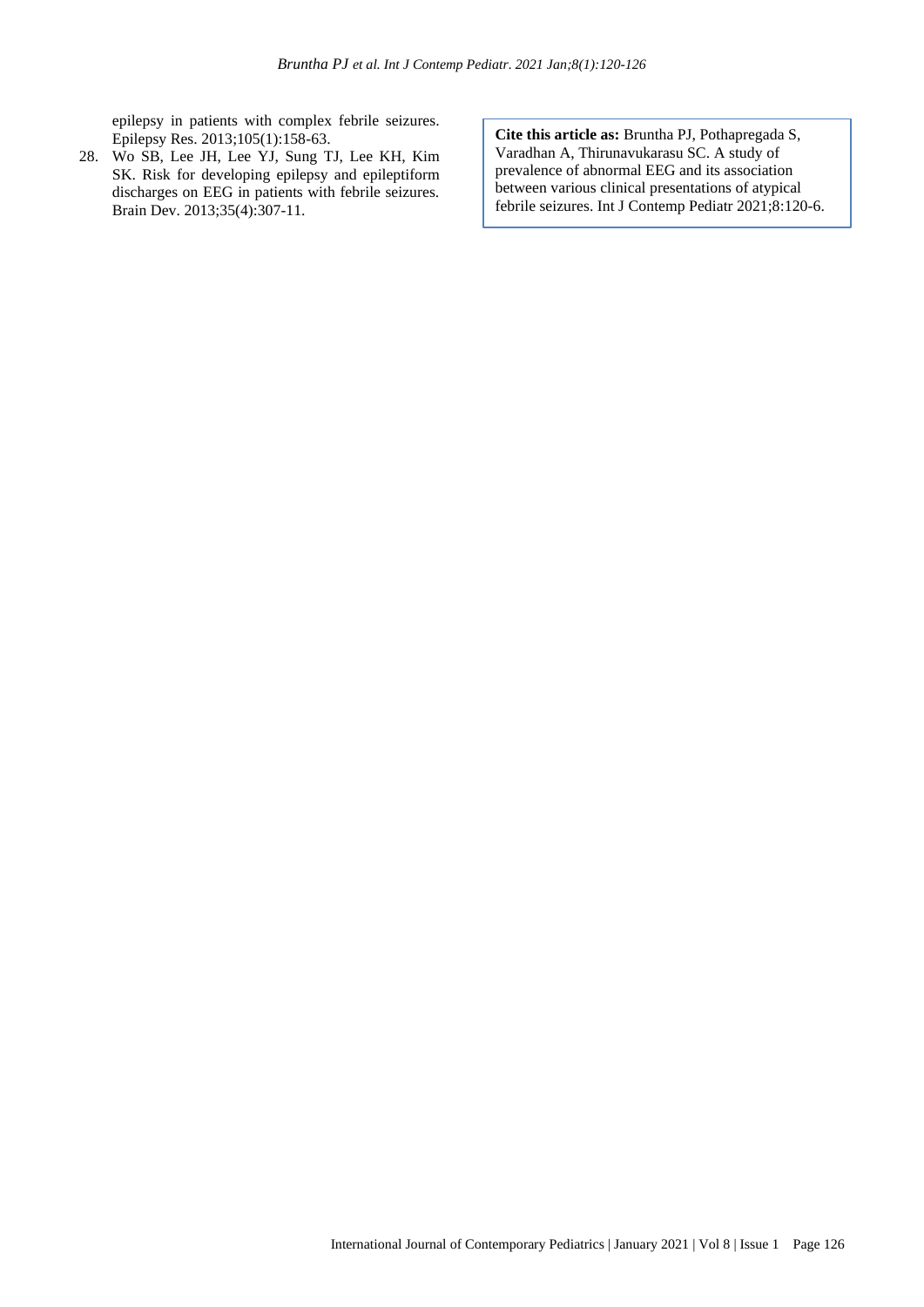epilepsy in patients with complex febrile seizures. Epilepsy Res. 2013;105(1):158-63.

28. Wo SB, Lee JH, Lee YJ, Sung TJ, Lee KH, Kim SK. Risk for developing epilepsy and epileptiform discharges on EEG in patients with febrile seizures. Brain Dev. 2013;35(4):307-11.

**Cite this article as:** Bruntha PJ, Pothapregada S, Varadhan A, Thirunavukarasu SC. A study of prevalence of abnormal EEG and its association between various clinical presentations of atypical febrile seizures. Int J Contemp Pediatr 2021;8:120-6.